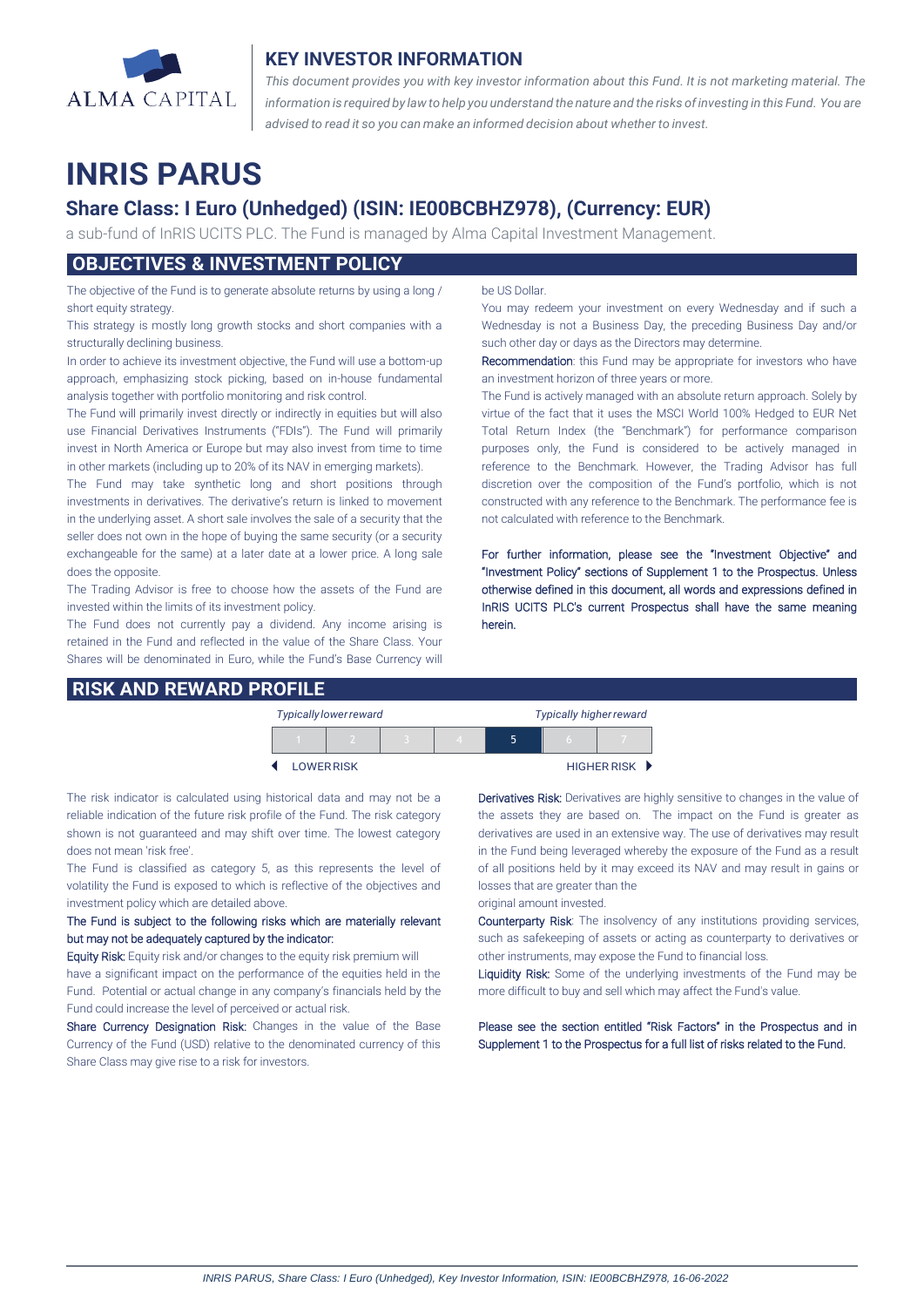ALMA CAPITAL

## KEY INVESTOR INFORMATION

*This document provides you with key investor information about this Fund. It is not marketing material. The information is required by law to help you understand the nature and the risks of investing in this Fund. You are advised to read it so you can make an informed decision about whether to invest.*

# INRIS PARUS

### Share Class: I Euro (Unhedged) (ISIN: IE00BCBHZ978), (Currency: EUR)

a sub-fund of InRIS UCITS PLC. The Fund is managed by Alma Capital Investment Management.

## OBJECTIVES & INVESTMENT POLICY

The objective of the Fund is to generate absolute returns by using a long / short equity strategy.

This strategy is mostly long growth stocks and short companies with a structurally declining business.

In order to achieve its investment objective, the Fund will use a bottom-up approach, emphasizing stock picking, based on in-house fundamental analysis together with portfolio monitoring and risk control.

The Fund will primarily invest directly or indirectly in equities but will also use Financial Derivatives Instruments ("FDIs"). The Fund will primarily invest in North America or Europe but may also invest from time to time in other markets (including up to 20% of its NAV in emerging markets).

The Fund may take synthetic long and short positions through investments in derivatives. The derivative's return is linked to movement in the underlying asset. A short sale involves the sale of a security that the seller does not own in the hope of buying the same security (or a security exchangeable for the same) at a later date at a lower price. A long sale does the opposite.

The Trading Advisor is free to choose how the assets of the Fund are invested within the limits of its investment policy.

The Fund does not currently pay a dividend. Any income arising is retained in the Fund and reflected in the value of the Share Class. Your Shares will be denominated in Euro, while the Fund's Base Currency will be US Dollar.

You may redeem your investment on every Wednesday and if such a Wednesday is not a Business Day, the preceding Business Day and/or such other day or days as the Directors may determine.

**Recommendation**: this Fund may be appropriate for investors who have an investment horizon of three years or more.

The Fund is actively managed with an absolute return approach. Solely by virtue of the fact that it uses the MSCI World 100% Hedged to EUR Net Total Return Index (the "Benchmark") for performance comparison purposes only, the Fund is considered to be actively managed in reference to the Benchmark. However, the Trading Advisor has full discretion over the composition of the Fund's portfolio, which is not constructed with any reference to the Benchmark. The performance fee is not calculated with reference to the Benchmark.

For further information, please see the "Investment Objective" and "Investment Policy" sections of Supplement 1 to the Prospectus. Unless otherwise defined in this document, all words and expressions defined in InRIS UCITS PLC's current Prospectus shall have the same meaning herein.

## RISK AND REWARD PROFILE

*Typically lower reward* — *Typically higher reward*

| 1 | 2 | 3 | 4 | **5** | 6 | 7 |
|---|---|---|---|---|---|---|

LOWER RISK — HIGHER RISK

The risk indicator is calculated using historical data and may not be a reliable indication of the future risk profile of the Fund. The risk category shown is not guaranteed and may shift over time. The lowest category does not mean 'risk free'.

The Fund is classified as category 5, as this represents the level of volatility the Fund is exposed to which is reflective of the objectives and investment policy which are detailed above.

The Fund is subject to the following risks which are materially relevant but may not be adequately captured by the indicator:

**Equity Risk:** Equity risk and/or changes to the equity risk premium will have a significant impact on the performance of the equities held in the Fund. Potential or actual change in any company's financials held by the Fund could increase the level of perceived or actual risk.

**Share Currency Designation Risk:** Changes in the value of the Base Currency of the Fund (USD) relative to the denominated currency of this Share Class may give rise to a risk for investors.

**Derivatives Risk:** Derivatives are highly sensitive to changes in the value of the assets they are based on. The impact on the Fund is greater as derivatives are used in an extensive way. The use of derivatives may result in the Fund being leveraged whereby the exposure of the Fund as a result of all positions held by it may exceed its NAV and may result in gains or losses that are greater than the original amount invested.

**Counterparty Risk**: The insolvency of any institutions providing services, such as safekeeping of assets or acting as counterparty to derivatives or other instruments, may expose the Fund to financial loss.

**Liquidity Risk:** Some of the underlying investments of the Fund may be more difficult to buy and sell which may affect the Fund's value.

Please see the section entitled "Risk Factors" in the Prospectus and in Supplement 1 to the Prospectus for a full list of risks related to the Fund.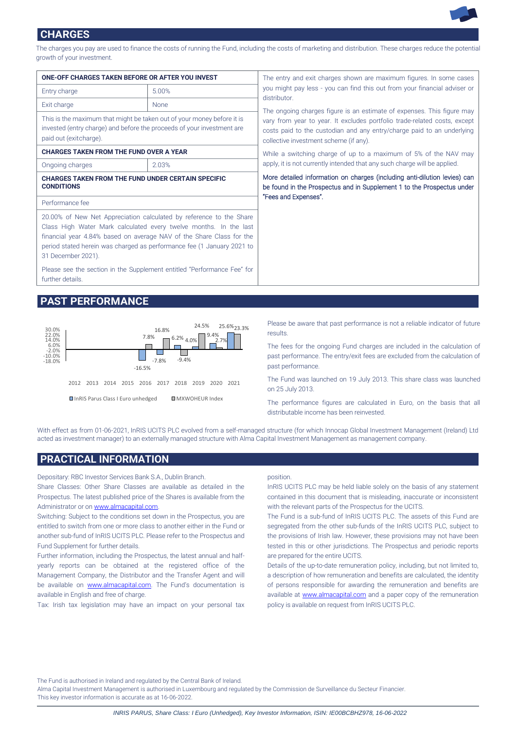## CHARGES

The charges you pay are used to finance the costs of running the Fund, including the costs of marketing and distribution. These charges reduce the potential growth of your investment.

| ONE-OFF CHARGES TAKEN BEFORE OR AFTER YOU INVEST | |
|---|---|
| Entry charge | 5.00% |
| Exit charge | None |
| This is the maximum that might be taken out of your money before it is invested (entry charge) and before the proceeds of your investment are paid out (exitcharge). | |
| **CHARGES TAKEN FROM THE FUND OVER A YEAR** | |
| Ongoing charges | 2.03% |
| **CHARGES TAKEN FROM THE FUND UNDER CERTAIN SPECIFIC CONDITIONS** | |
| Performance fee | |
| 20.00% of New Net Appreciation calculated by reference to the Share Class High Water Mark calculated every twelve months. In the last financial year 4.84% based on average NAV of the Share Class for the period stated herein was charged as performance fee (1 January 2021 to 31 December 2021). Please see the section in the Supplement entitled "Performance Fee" for further details. | |

The entry and exit charges shown are maximum figures. In some cases you might pay less - you can find this out from your financial adviser or distributor.

The ongoing charges figure is an estimate of expenses. This figure may vary from year to year. It excludes portfolio trade-related costs, except costs paid to the custodian and any entry/charge paid to an underlying collective investment scheme (if any).

While a switching charge of up to a maximum of 5% of the NAV may apply, it is not currently intended that any such charge will be applied.

More detailed information on charges (including anti-dilution levies) can be found in the Prospectus and in Supplement 1 to the Prospectus under "Fees and Expenses".

## PAST PERFORMANCE

30.0%
22.0%
14.0%
6.0%
-2.0%
-10.0%
-18.0%

-16.5% 7.8% -7.8% 16.8% 6.2% -9.4% 4.0% 24.5% 9.4% 2.7% 25.6% 23.3%

2012 2013 2014 2015 2016 2017 2018 2019 2020 2021

InRIS Parus Class I Euro unhedged
MXWOHEUR Index

Please be aware that past performance is not a reliable indicator of future results.

The fees for the ongoing Fund charges are included in the calculation of past performance. The entry/exit fees are excluded from the calculation of past performance.

The Fund was launched on 19 July 2013. This share class was launched on 25 July 2013.

The performance figures are calculated in Euro, on the basis that all distributable income has been reinvested.

With effect as from 01-06-2021, InRIS UCITS PLC evolved from a self-managed structure (for which Innocap Global Investment Management (Ireland) Ltd acted as investment manager) to an externally managed structure with Alma Capital Investment Management as management company.

## PRACTICAL INFORMATION

Depositary: RBC Investor Services Bank S.A., Dublin Branch.

Share Classes: Other Share Classes are available as detailed in the Prospectus. The latest published price of the Shares is available from the Administrator or on www.almacapital.com.

Switching: Subject to the conditions set down in the Prospectus, you are entitled to switch from one or more class to another either in the Fund or another sub-fund of InRIS UCITS PLC. Please refer to the Prospectus and Fund Supplement for further details.

Further information, including the Prospectus, the latest annual and half-yearly reports can be obtained at the registered office of the Management Company, the Distributor and the Transfer Agent and will be available on www.almacapital.com. The Fund's documentation is available in English and free of charge.

Tax: Irish tax legislation may have an impact on your personal tax position.

InRIS UCITS PLC may be held liable solely on the basis of any statement contained in this document that is misleading, inaccurate or inconsistent with the relevant parts of the Prospectus for the UCITS.

The Fund is a sub-fund of InRIS UCITS PLC. The assets of this Fund are segregated from the other sub-funds of the InRIS UCITS PLC, subject to the provisions of Irish law. However, these provisions may not have been tested in this or other jurisdictions. The Prospectus and periodic reports are prepared for the entire UCITS.

Details of the up-to-date remuneration policy, including, but not limited to, a description of how remuneration and benefits are calculated, the identity of persons responsible for awarding the remuneration and benefits are available at www.almacapital.com and a paper copy of the remuneration policy is available on request from InRIS UCITS PLC.

The Fund is authorised in Ireland and regulated by the Central Bank of Ireland.
Alma Capital Investment Management is authorised in Luxembourg and regulated by the Commission de Surveillance du Secteur Financier.
This key investor information is accurate as at 16-06-2022.